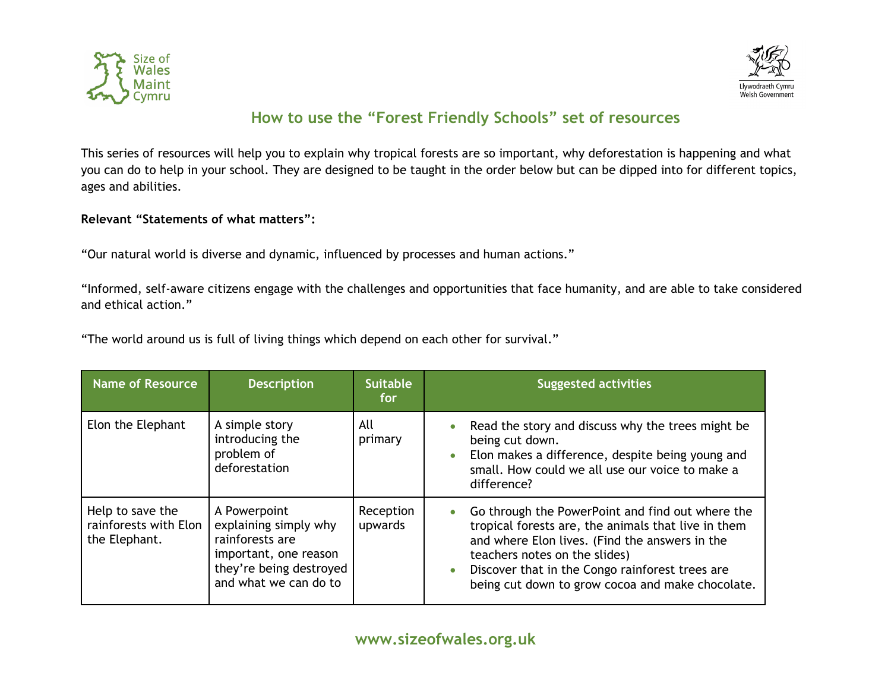# How to use the "Forest Friendly Schools" set of resources

This series of resources will help you to explain why tropical forests are so important, why deforestation is happening and what you can do to help in your school. They are designed to be taught in the order below but can be dipped into for different topics, ages and abilities.

**Relevant "Statements of what matters":**

"Our natural world is diverse and dynamic, influenced by processes and human actions."

"Informed, self-aware citizens engage with the challenges and opportunities that face humanity, and are able to take considered and ethical action."

"The world around us is full of living things which depend on each other for survival."

| Name of Resource | Description | Suitable for | Suggested activities |
|---|---|---|---|
| Elon the Elephant | A simple story introducing the problem of deforestation | All primary | • Read the story and discuss why the trees might be being cut down.<br>• Elon makes a difference, despite being young and small. How could we all use our voice to make a difference? |
| Help to save the rainforests with Elon the Elephant. | A Powerpoint explaining simply why rainforests are important, one reason they're being destroyed and what we can do to | Reception upwards | • Go through the PowerPoint and find out where the tropical forests are, the animals that live in them and where Elon lives. (Find the answers in the teachers notes on the slides)<br>• Discover that in the Congo rainforest trees are being cut down to grow cocoa and make chocolate. |

www.sizeofwales.org.uk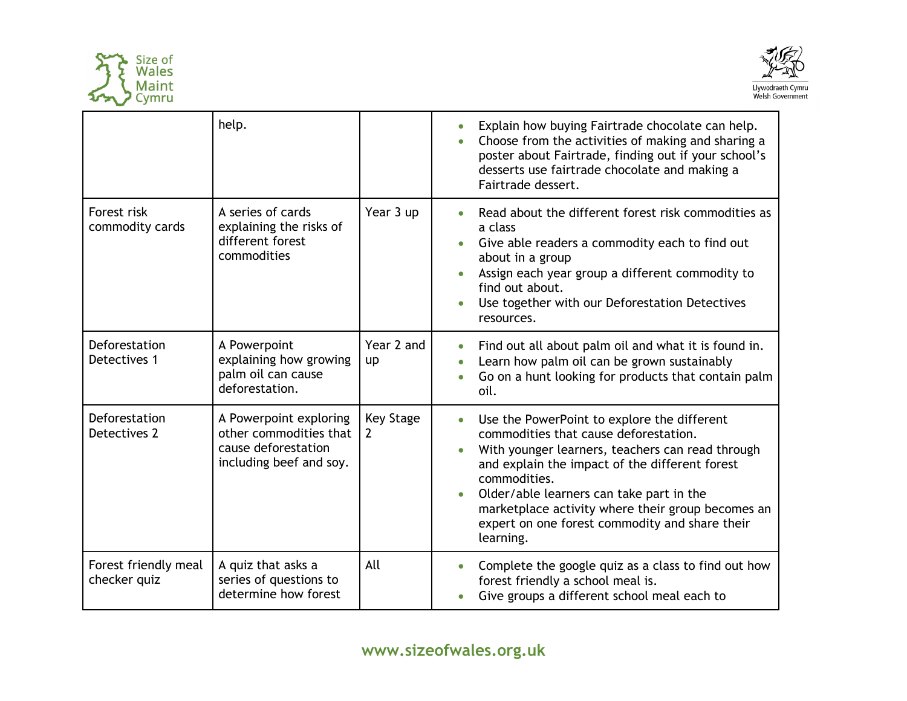| | | | |
|---|---|---|---|
| | help. | | • Explain how buying Fairtrade chocolate can help.<br>• Choose from the activities of making and sharing a poster about Fairtrade, finding out if your school's desserts use fairtrade chocolate and making a Fairtrade dessert. |
| Forest risk commodity cards | A series of cards explaining the risks of different forest commodities | Year 3 up | • Read about the different forest risk commodities as a class<br>• Give able readers a commodity each to find out about in a group<br>• Assign each year group a different commodity to find out about.<br>• Use together with our Deforestation Detectives resources. |
| Deforestation Detectives 1 | A Powerpoint explaining how growing palm oil can cause deforestation. | Year 2 and up | • Find out all about palm oil and what it is found in.<br>• Learn how palm oil can be grown sustainably<br>• Go on a hunt looking for products that contain palm oil. |
| Deforestation Detectives 2 | A Powerpoint exploring other commodities that cause deforestation including beef and soy. | Key Stage 2 | • Use the PowerPoint to explore the different commodities that cause deforestation.<br>• With younger learners, teachers can read through and explain the impact of the different forest commodities.<br>• Older/able learners can take part in the marketplace activity where their group becomes an expert on one forest commodity and share their learning. |
| Forest friendly meal checker quiz | A quiz that asks a series of questions to determine how forest | All | • Complete the google quiz as a class to find out how forest friendly a school meal is.<br>• Give groups a different school meal each to |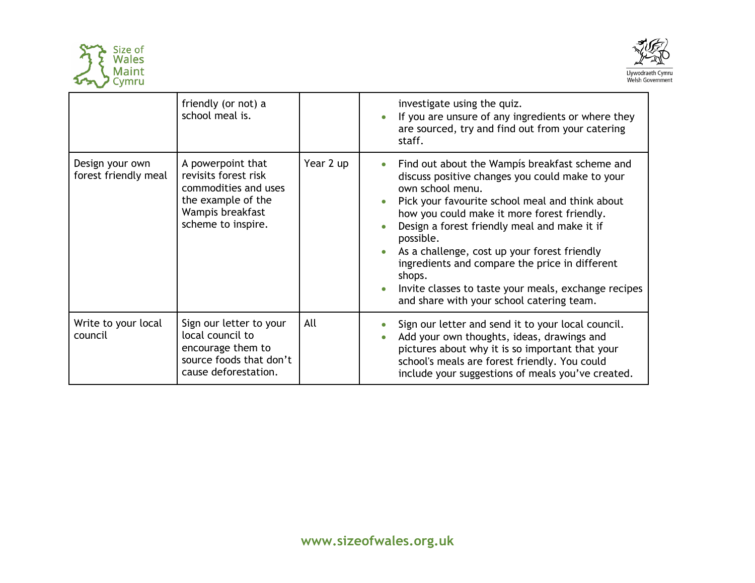| | | | |
|---|---|---|---|
| | friendly (or not) a school meal is. | | investigate using the quiz.<br>• If you are unsure of any ingredients or where they are sourced, try and find out from your catering staff. |
| Design your own forest friendly meal | A powerpoint that revisits forest risk commodities and uses the example of the Wampis breakfast scheme to inspire. | Year 2 up | • Find out about the Wampís breakfast scheme and discuss positive changes you could make to your own school menu.<br>• Pick your favourite school meal and think about how you could make it more forest friendly.<br>• Design a forest friendly meal and make it if possible.<br>• As a challenge, cost up your forest friendly ingredients and compare the price in different shops.<br>• Invite classes to taste your meals, exchange recipes and share with your school catering team. |
| Write to your local council | Sign our letter to your local council to encourage them to source foods that don't cause deforestation. | All | • Sign our letter and send it to your local council.<br>• Add your own thoughts, ideas, drawings and pictures about why it is so important that your school's meals are forest friendly. You could include your suggestions of meals you've created. |